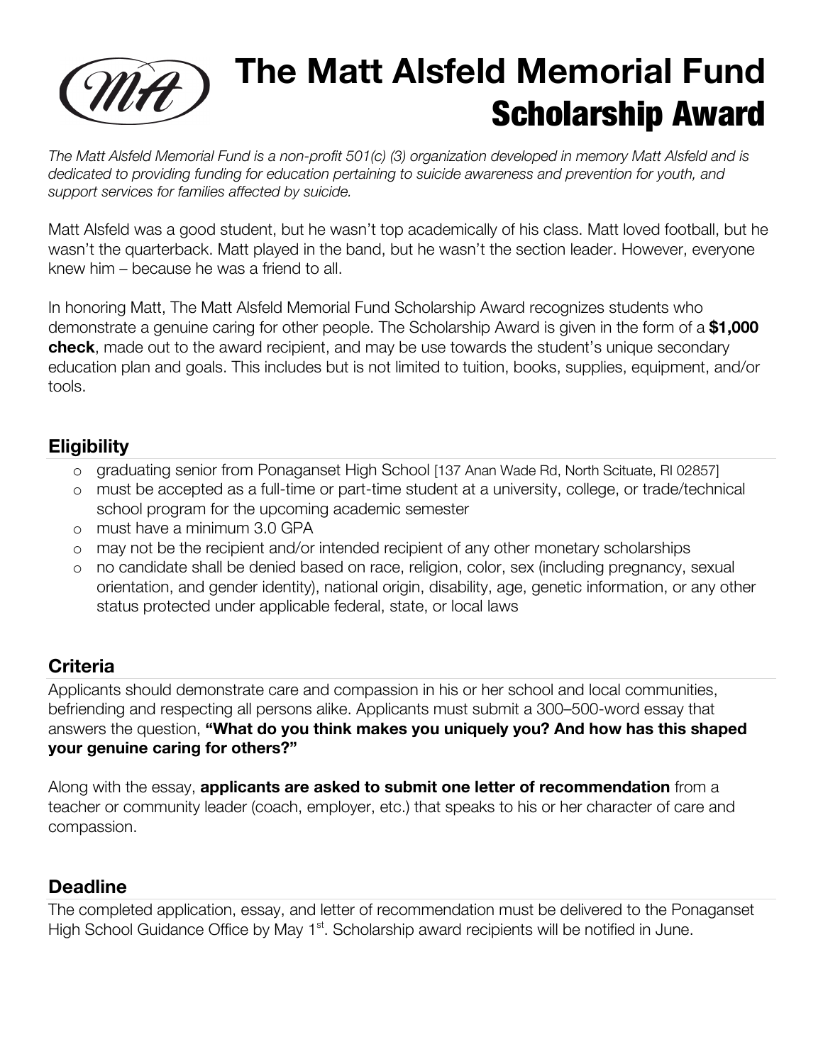# The Matt Alsfeld Memorial Fund
## Scholarship Award

*The Matt Alsfeld Memorial Fund is a non-profit 501(c) (3) organization developed in memory Matt Alsfeld and is dedicated to providing funding for education pertaining to suicide awareness and prevention for youth, and support services for families affected by suicide.*

Matt Alsfeld was a good student, but he wasn't top academically of his class. Matt loved football, but he wasn't the quarterback. Matt played in the band, but he wasn't the section leader. However, everyone knew him – because he was a friend to all.

In honoring Matt, The Matt Alsfeld Memorial Fund Scholarship Award recognizes students who demonstrate a genuine caring for other people. The Scholarship Award is given in the form of a **$1,000 check**, made out to the award recipient, and may be use towards the student's unique secondary education plan and goals. This includes but is not limited to tuition, books, supplies, equipment, and/or tools.

### Eligibility

- graduating senior from Ponaganset High School [137 Anan Wade Rd, North Scituate, RI 02857]
- must be accepted as a full-time or part-time student at a university, college, or trade/technical school program for the upcoming academic semester
- must have a minimum 3.0 GPA
- may not be the recipient and/or intended recipient of any other monetary scholarships
- no candidate shall be denied based on race, religion, color, sex (including pregnancy, sexual orientation, and gender identity), national origin, disability, age, genetic information, or any other status protected under applicable federal, state, or local laws

### Criteria

Applicants should demonstrate care and compassion in his or her school and local communities, befriending and respecting all persons alike. Applicants must submit a 300–500-word essay that answers the question, **"What do you think makes you uniquely you? And how has this shaped your genuine caring for others?"**

Along with the essay, **applicants are asked to submit one letter of recommendation** from a teacher or community leader (coach, employer, etc.) that speaks to his or her character of care and compassion.

### Deadline

The completed application, essay, and letter of recommendation must be delivered to the Ponaganset High School Guidance Office by May 1st. Scholarship award recipients will be notified in June.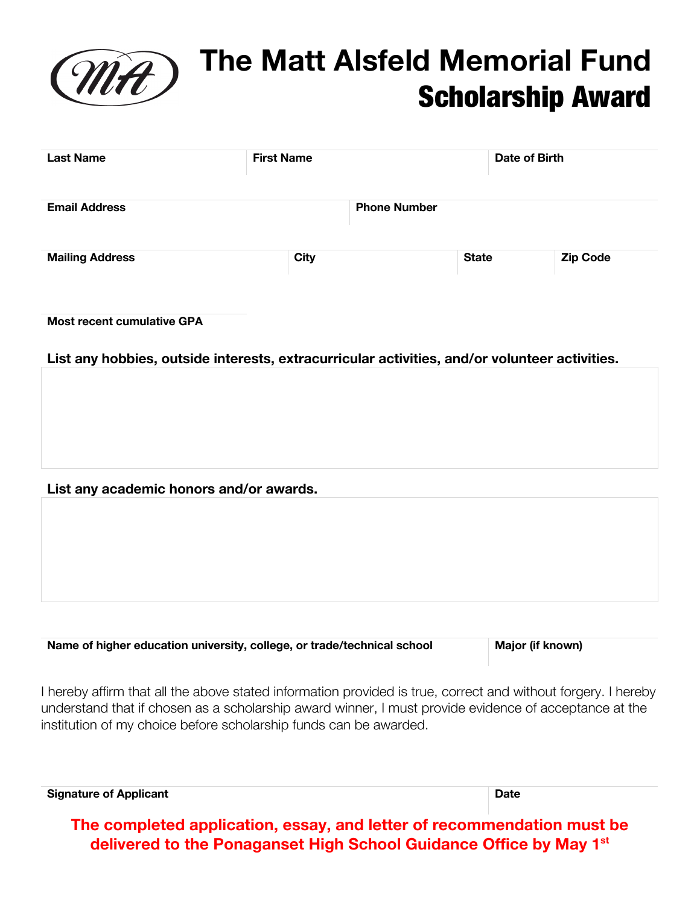# The Matt Alsfeld Memorial Fund
## Scholarship Award

| Last Name | First Name | Date of Birth |
|---|---|---|
| | | |

| Email Address | Phone Number |
|---|---|
| | |

| Mailing Address | City | State | Zip Code |
|---|---|---|---|
| | | | |

**Most recent cumulative GPA**

**List any hobbies, outside interests, extracurricular activities, and/or volunteer activities.**

**List any academic honors and/or awards.**

| Name of higher education university, college, or trade/technical school | Major (if known) |
|---|---|
| | |

I hereby affirm that all the above stated information provided is true, correct and without forgery. I hereby understand that if chosen as a scholarship award winner, I must provide evidence of acceptance at the institution of my choice before scholarship funds can be awarded.

| Signature of Applicant | Date |
|---|---|
| | |

**The completed application, essay, and letter of recommendation must be delivered to the Ponaganset High School Guidance Office by May 1st**